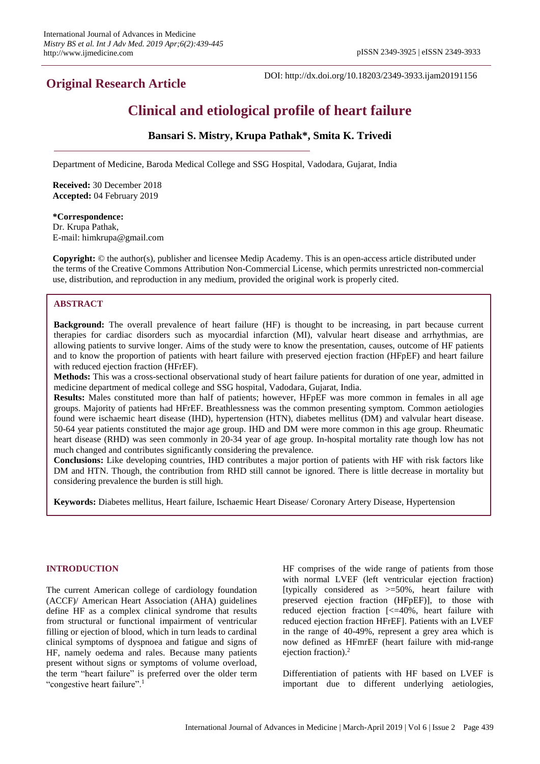## Original Research Article

DOI: http://dx.doi.org/10.18203/2349-3933.ijam20191156

# Clinical and etiological profile of heart failure

**Bansari S. Mistry, Krupa Pathak\*, Smita K. Trivedi**

Department of Medicine, Baroda Medical College and SSG Hospital, Vadodara, Gujarat, India

**Received:** 30 December 2018
**Accepted:** 04 February 2019

**\*Correspondence:**
Dr. Krupa Pathak,
E-mail: himkrupa@gmail.com

**Copyright:** © the author(s), publisher and licensee Medip Academy. This is an open-access article distributed under the terms of the Creative Commons Attribution Non-Commercial License, which permits unrestricted non-commercial use, distribution, and reproduction in any medium, provided the original work is properly cited.

## ABSTRACT

**Background:** The overall prevalence of heart failure (HF) is thought to be increasing, in part because current therapies for cardiac disorders such as myocardial infarction (MI), valvular heart disease and arrhythmias, are allowing patients to survive longer. Aims of the study were to know the presentation, causes, outcome of HF patients and to know the proportion of patients with heart failure with preserved ejection fraction (HFpEF) and heart failure with reduced ejection fraction (HFrEF).

**Methods:** This was a cross-sectional observational study of heart failure patients for duration of one year, admitted in medicine department of medical college and SSG hospital, Vadodara, Gujarat, India.

**Results:** Males constituted more than half of patients; however, HFpEF was more common in females in all age groups. Majority of patients had HFrEF. Breathlessness was the common presenting symptom. Common aetiologies found were ischaemic heart disease (IHD), hypertension (HTN), diabetes mellitus (DM) and valvular heart disease. 50-64 year patients constituted the major age group. IHD and DM were more common in this age group. Rheumatic heart disease (RHD) was seen commonly in 20-34 year of age group. In-hospital mortality rate though low has not much changed and contributes significantly considering the prevalence.

**Conclusions:** Like developing countries, IHD contributes a major portion of patients with HF with risk factors like DM and HTN. Though, the contribution from RHD still cannot be ignored. There is little decrease in mortality but considering prevalence the burden is still high.

**Keywords:** Diabetes mellitus, Heart failure, Ischaemic Heart Disease/ Coronary Artery Disease, Hypertension

## INTRODUCTION

The current American college of cardiology foundation (ACCF)/ American Heart Association (AHA) guidelines define HF as a complex clinical syndrome that results from structural or functional impairment of ventricular filling or ejection of blood, which in turn leads to cardinal clinical symptoms of dyspnoea and fatigue and signs of HF, namely oedema and rales. Because many patients present without signs or symptoms of volume overload, the term "heart failure" is preferred over the older term "congestive heart failure".[1]

HF comprises of the wide range of patients from those with normal LVEF (left ventricular ejection fraction) [typically considered as >=50%, heart failure with preserved ejection fraction (HFpEF)], to those with reduced ejection fraction [<=40%, heart failure with reduced ejection fraction HFrEF]. Patients with an LVEF in the range of 40-49%, represent a grey area which is now defined as HFmrEF (heart failure with mid-range ejection fraction).[2]

Differentiation of patients with HF based on LVEF is important due to different underlying aetiologies,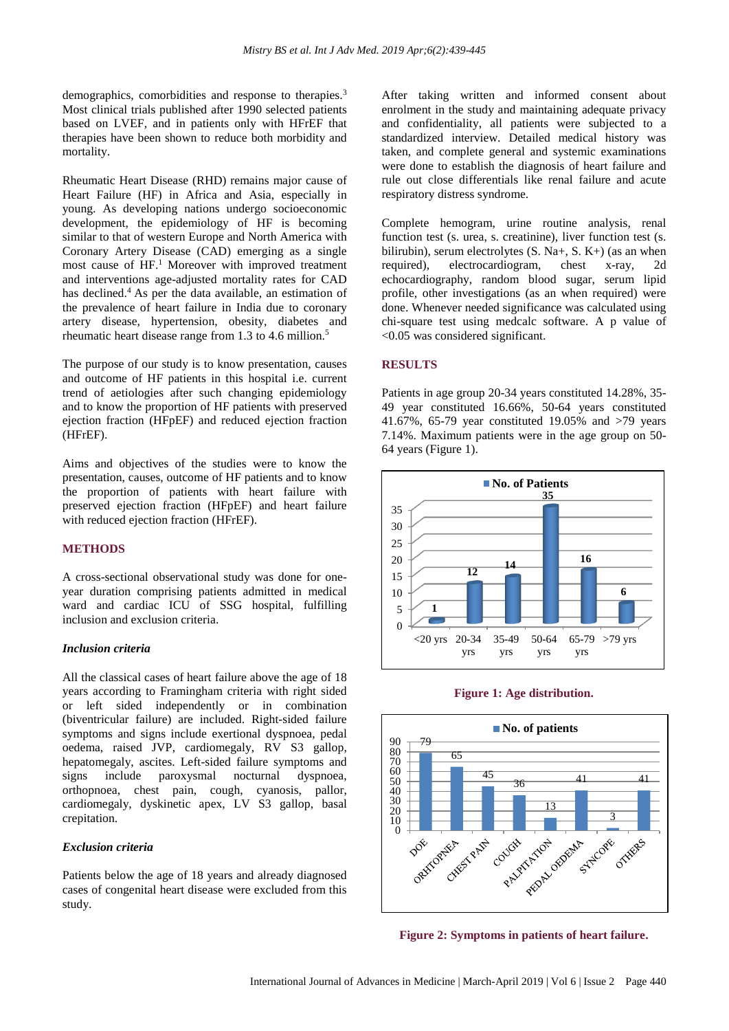demographics, comorbidities and response to therapies.[3] Most clinical trials published after 1990 selected patients based on LVEF, and in patients only with HFrEF that therapies have been shown to reduce both morbidity and mortality.

Rheumatic Heart Disease (RHD) remains major cause of Heart Failure (HF) in Africa and Asia, especially in young. As developing nations undergo socioeconomic development, the epidemiology of HF is becoming similar to that of western Europe and North America with Coronary Artery Disease (CAD) emerging as a single most cause of HF.[1] Moreover with improved treatment and interventions age-adjusted mortality rates for CAD has declined.[4] As per the data available, an estimation of the prevalence of heart failure in India due to coronary artery disease, hypertension, obesity, diabetes and rheumatic heart disease range from 1.3 to 4.6 million.[5]

The purpose of our study is to know presentation, causes and outcome of HF patients in this hospital i.e. current trend of aetiologies after such changing epidemiology and to know the proportion of HF patients with preserved ejection fraction (HFpEF) and reduced ejection fraction (HFrEF).

Aims and objectives of the studies were to know the presentation, causes, outcome of HF patients and to know the proportion of patients with heart failure with preserved ejection fraction (HFpEF) and heart failure with reduced ejection fraction (HFrEF).

## METHODS

A cross-sectional observational study was done for one-year duration comprising patients admitted in medical ward and cardiac ICU of SSG hospital, fulfilling inclusion and exclusion criteria.

### *Inclusion criteria*

All the classical cases of heart failure above the age of 18 years according to Framingham criteria with right sided or left sided independently or in combination (biventricular failure) are included. Right-sided failure symptoms and signs include exertional dyspnoea, pedal oedema, raised JVP, cardiomegaly, RV S3 gallop, hepatomegaly, ascites. Left-sided failure symptoms and signs include paroxysmal nocturnal dyspnoea, orthopnoea, chest pain, cough, cyanosis, pallor, cardiomegaly, dyskinetic apex, LV S3 gallop, basal crepitation.

### *Exclusion criteria*

Patients below the age of 18 years and already diagnosed cases of congenital heart disease were excluded from this study.

After taking written and informed consent about enrolment in the study and maintaining adequate privacy and confidentiality, all patients were subjected to a standardized interview. Detailed medical history was taken, and complete general and systemic examinations were done to establish the diagnosis of heart failure and rule out close differentials like renal failure and acute respiratory distress syndrome.

Complete hemogram, urine routine analysis, renal function test (s. urea, s. creatinine), liver function test (s. bilirubin), serum electrolytes (S. $Na^+$, S. $K^+$) (as an when required), electrocardiogram, chest x-ray, 2d echocardiography, random blood sugar, serum lipid profile, other investigations (as an when required) were done. Whenever needed significance was calculated using chi-square test using medcalc software. A p value of <0.05 was considered significant.

## RESULTS

Patients in age group 20-34 years constituted 14.28%, 35-49 year constituted 16.66%, 50-64 years constituted 41.67%, 65-79 year constituted 19.05% and >79 years 7.14%. Maximum patients were in the age group on 50-64 years (Figure 1).

**Figure 1: Age distribution.**

**Figure 2: Symptoms in patients of heart failure.**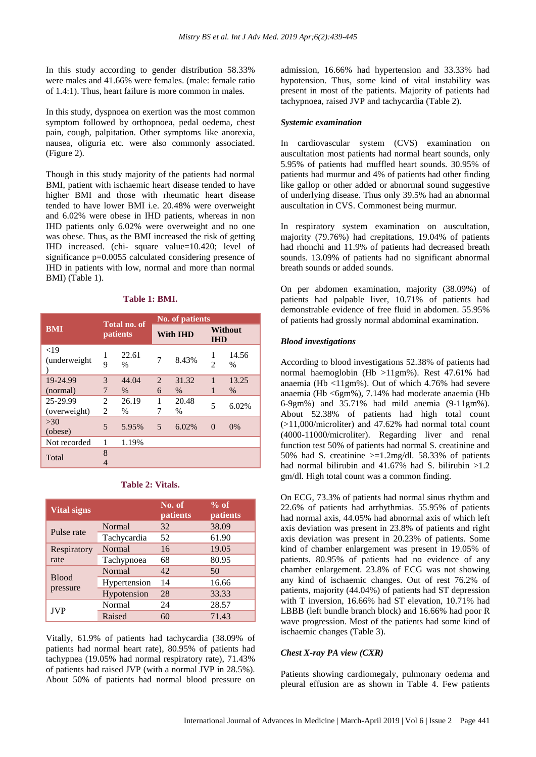In this study according to gender distribution 58.33% were males and 41.66% were females. (male: female ratio of 1.4:1). Thus, heart failure is more common in males.

In this study, dyspnoea on exertion was the most common symptom followed by orthopnoea, pedal oedema, chest pain, cough, palpitation. Other symptoms like anorexia, nausea, oliguria etc. were also commonly associated. (Figure 2).

Though in this study majority of the patients had normal BMI, patient with ischaemic heart disease tended to have higher BMI and those with rheumatic heart disease tended to have lower BMI i.e. 20.48% were overweight and 6.02% were obese in IHD patients, whereas in non IHD patients only 6.02% were overweight and no one was obese. Thus, as the BMI increased the risk of getting IHD increased. (chi- square value=10.420; level of significance p=0.0055 calculated considering presence of IHD in patients with low, normal and more than normal BMI) (Table 1).

**Table 1: BMI.**

| BMI | Total no. of patients | | No. of patients | | | |
|---|---|---|---|---|---|---|
| | | | With IHD | | Without IHD | |
| <19 (underweight) | 19 | 22.61% | 7 | 8.43% | 12 | 14.56% |
| 19-24.99 (normal) | 37 | 44.04% | 26 | 31.32% | 11 | 13.25% |
| 25-29.99 (overweight) | 22 | 26.19% | 17 | 20.48% | 5 | 6.02% |
| >30 (obese) | 5 | 5.95% | 5 | 6.02% | 0 | 0% |
| Not recorded | 1 | 1.19% | | | | |
| Total | 84 | | | | | |

**Table 2: Vitals.**

| Vital signs | | No. of patients | % of patients |
|---|---|---|---|
| Pulse rate | Normal | 32 | 38.09 |
| | Tachycardia | 52 | 61.90 |
| Respiratory rate | Normal | 16 | 19.05 |
| | Tachypnoea | 68 | 80.95 |
| Blood pressure | Normal | 42 | 50 |
| | Hypertension | 14 | 16.66 |
| | Hypotension | 28 | 33.33 |
| JVP | Normal | 24 | 28.57 |
| | Raised | 60 | 71.43 |

Vitally, 61.9% of patients had tachycardia (38.09% of patients had normal heart rate), 80.95% of patients had tachypnea (19.05% had normal respiratory rate), 71.43% of patients had raised JVP (with a normal JVP in 28.5%). About 50% of patients had normal blood pressure on admission, 16.66% had hypertension and 33.33% had hypotension. Thus, some kind of vital instability was present in most of the patients. Majority of patients had tachypnoea, raised JVP and tachycardia (Table 2).

### *Systemic examination*

In cardiovascular system (CVS) examination on auscultation most patients had normal heart sounds, only 5.95% of patients had muffled heart sounds. 30.95% of patients had murmur and 4% of patients had other finding like gallop or other added or abnormal sound suggestive of underlying disease. Thus only 39.5% had an abnormal auscultation in CVS. Commonest being murmur.

In respiratory system examination on auscultation, majority (79.76%) had crepitations, 19.04% of patients had rhonchi and 11.9% of patients had decreased breath sounds. 13.09% of patients had no significant abnormal breath sounds or added sounds.

On per abdomen examination, majority (38.09%) of patients had palpable liver, 10.71% of patients had demonstrable evidence of free fluid in abdomen. 55.95% of patients had grossly normal abdominal examination.

### *Blood investigations*

According to blood investigations 52.38% of patients had normal haemoglobin (Hb >11gm%). Rest 47.61% had anaemia (Hb <11gm%). Out of which 4.76% had severe anaemia (Hb <6gm%), 7.14% had moderate anaemia (Hb 6-9gm%) and 35.71% had mild anemia (9-11gm%). About 52.38% of patients had high total count (>11,000/microliter) and 47.62% had normal total count (4000-11000/microliter). Regarding liver and renal function test 50% of patients had normal S. creatinine and 50% had S. creatinine >=1.2mg/dl. 58.33% of patients had normal bilirubin and 41.67% had S. bilirubin >1.2 gm/dl. High total count was a common finding.

On ECG, 73.3% of patients had normal sinus rhythm and 22.6% of patients had arrhythmias. 55.95% of patients had normal axis, 44.05% had abnormal axis of which left axis deviation was present in 23.8% of patients and right axis deviation was present in 20.23% of patients. Some kind of chamber enlargement was present in 19.05% of patients. 80.95% of patients had no evidence of any chamber enlargement. 23.8% of ECG was not showing any kind of ischaemic changes. Out of rest 76.2% of patients, majority (44.04%) of patients had ST depression with T inversion, 16.66% had ST elevation, 10.71% had LBBB (left bundle branch block) and 16.66% had poor R wave progression. Most of the patients had some kind of ischaemic changes (Table 3).

### *Chest X-ray PA view (CXR)*

Patients showing cardiomegaly, pulmonary oedema and pleural effusion are as shown in Table 4. Few patients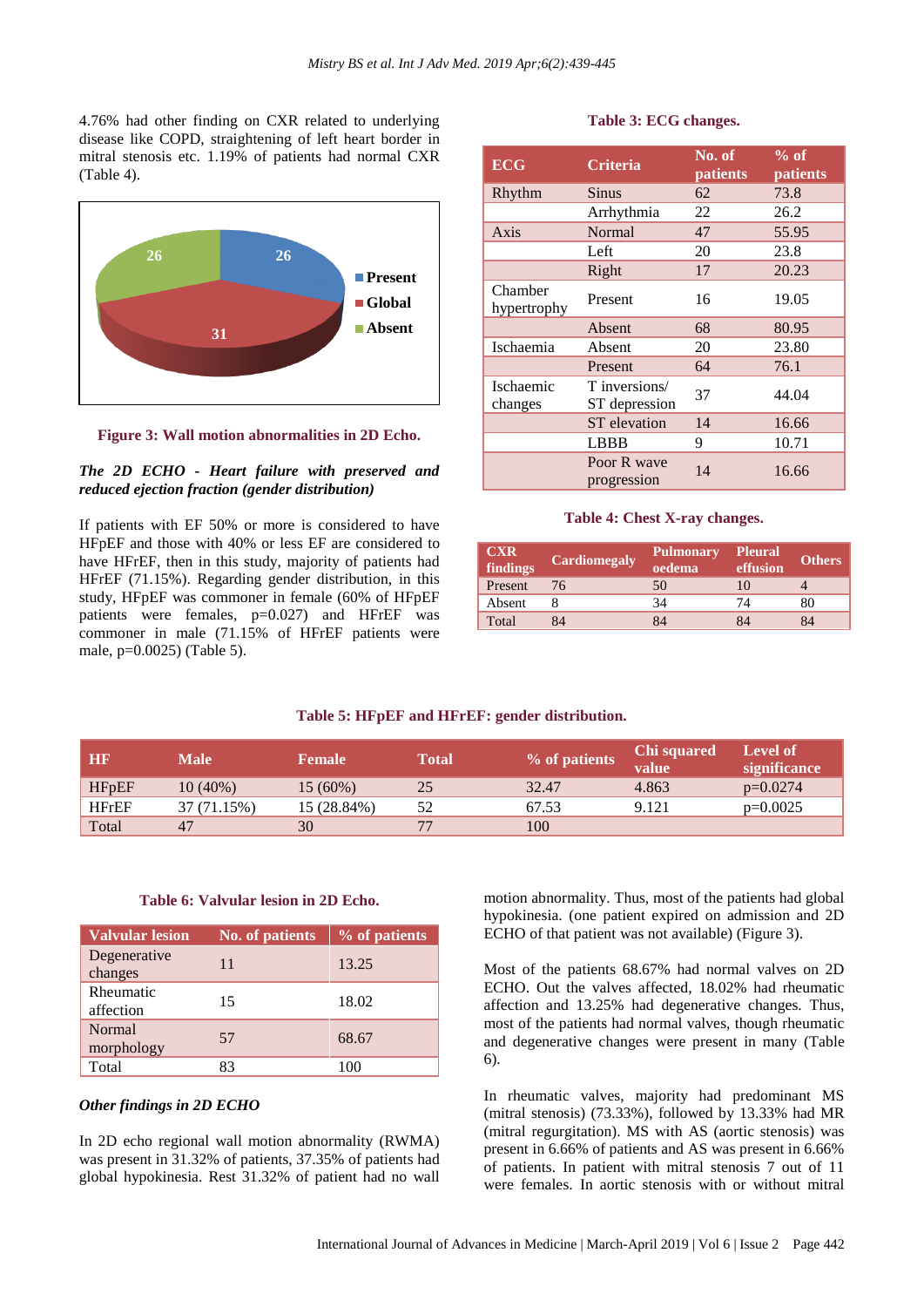4.76% had other finding on CXR related to underlying disease like COPD, straightening of left heart border in mitral stenosis etc. 1.19% of patients had normal CXR (Table 4).

**Figure 3: Wall motion abnormalities in 2D Echo.**

### *The 2D ECHO - Heart failure with preserved and reduced ejection fraction (gender distribution)*

If patients with EF 50% or more is considered to have HFpEF and those with 40% or less EF are considered to have HFrEF, then in this study, majority of patients had HFrEF (71.15%). Regarding gender distribution, in this study, HFpEF was commoner in female (60% of HFpEF patients were females, p=0.027) and HFrEF was commoner in male (71.15% of HFrEF patients were male, p=0.0025) (Table 5).

**Table 3: ECG changes.**

| ECG | Criteria | No. of patients | % of patients |
|---|---|---|---|
| Rhythm | Sinus | 62 | 73.8 |
| | Arrhythmia | 22 | 26.2 |
| Axis | Normal | 47 | 55.95 |
| | Left | 20 | 23.8 |
| | Right | 17 | 20.23 |
| Chamber hypertrophy | Present | 16 | 19.05 |
| | Absent | 68 | 80.95 |
| Ischaemia | Absent | 20 | 23.80 |
| | Present | 64 | 76.1 |
| Ischaemic changes | T inversions/ ST depression | 37 | 44.04 |
| | ST elevation | 14 | 16.66 |
| | LBBB | 9 | 10.71 |
| | Poor R wave progression | 14 | 16.66 |

**Table 4: Chest X-ray changes.**

| CXR findings | Cardiomegaly | Pulmonary oedema | Pleural effusion | Others |
|---|---|---|---|---|
| Present | 76 | 50 | 10 | 4 |
| Absent | 8 | 34 | 74 | 80 |
| Total | 84 | 84 | 84 | 84 |

**Table 5: HFpEF and HFrEF: gender distribution.**

| HF | Male | Female | Total | % of patients | Chi squared value | Level of significance |
|---|---|---|---|---|---|---|
| HFpEF | 10 (40%) | 15 (60%) | 25 | 32.47 | 4.863 | p=0.0274 |
| HFrEF | 37 (71.15%) | 15 (28.84%) | 52 | 67.53 | 9.121 | p=0.0025 |
| Total | 47 | 30 | 77 | 100 | | |

**Table 6: Valvular lesion in 2D Echo.**

| Valvular lesion | No. of patients | % of patients |
|---|---|---|
| Degenerative changes | 11 | 13.25 |
| Rheumatic affection | 15 | 18.02 |
| Normal morphology | 57 | 68.67 |
| Total | 83 | 100 |

### *Other findings in 2D ECHO*

In 2D echo regional wall motion abnormality (RWMA) was present in 31.32% of patients, 37.35% of patients had global hypokinesia. Rest 31.32% of patient had no wall motion abnormality. Thus, most of the patients had global hypokinesia. (one patient expired on admission and 2D ECHO of that patient was not available) (Figure 3).

Most of the patients 68.67% had normal valves on 2D ECHO. Out the valves affected, 18.02% had rheumatic affection and 13.25% had degenerative changes. Thus, most of the patients had normal valves, though rheumatic and degenerative changes were present in many (Table 6).

In rheumatic valves, majority had predominant MS (mitral stenosis) (73.33%), followed by 13.33% had MR (mitral regurgitation). MS with AS (aortic stenosis) was present in 6.66% of patients and AS was present in 6.66% of patients. In patient with mitral stenosis 7 out of 11 were females. In aortic stenosis with or without mitral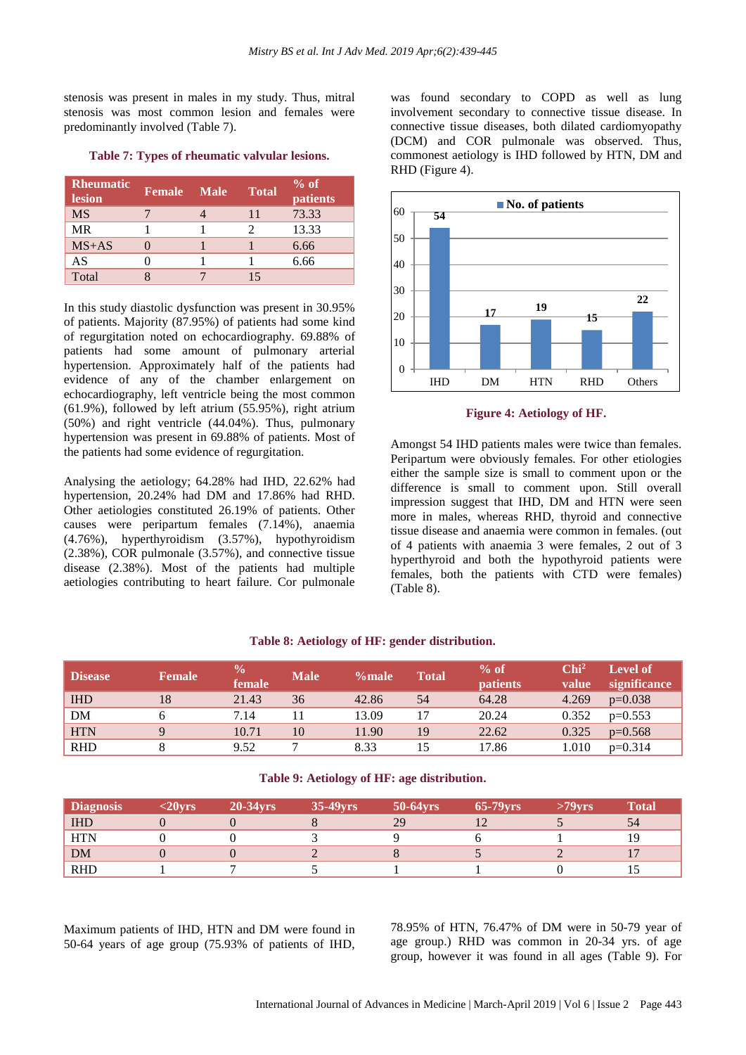stenosis was present in males in my study. Thus, mitral stenosis was most common lesion and females were predominantly involved (Table 7).

**Table 7: Types of rheumatic valvular lesions.**

| Rheumatic lesion | Female | Male | Total | % of patients |
|---|---|---|---|---|
| MS | 7 | 4 | 11 | 73.33 |
| MR | 1 | 1 | 2 | 13.33 |
| MS+AS | 0 | 1 | 1 | 6.66 |
| AS | 0 | 1 | 1 | 6.66 |
| Total | 8 | 7 | 15 | |

In this study diastolic dysfunction was present in 30.95% of patients. Majority (87.95%) of patients had some kind of regurgitation noted on echocardiography. 69.88% of patients had some amount of pulmonary arterial hypertension. Approximately half of the patients had evidence of any of the chamber enlargement on echocardiography, left ventricle being the most common (61.9%), followed by left atrium (55.95%), right atrium (50%) and right ventricle (44.04%). Thus, pulmonary hypertension was present in 69.88% of patients. Most of the patients had some evidence of regurgitation.

Analysing the aetiology; 64.28% had IHD, 22.62% had hypertension, 20.24% had DM and 17.86% had RHD. Other aetiologies constituted 26.19% of patients. Other causes were peripartum females (7.14%), anaemia (4.76%), hyperthyroidism (3.57%), hypothyroidism (2.38%), COR pulmonale (3.57%), and connective tissue disease (2.38%). Most of the patients had multiple aetiologies contributing to heart failure. Cor pulmonale was found secondary to COPD as well as lung involvement secondary to connective tissue disease. In connective tissue diseases, both dilated cardiomyopathy (DCM) and COR pulmonale was observed. Thus, commonest aetiology is IHD followed by HTN, DM and RHD (Figure 4).

| | No. of patients |
|---|---|
| IHD | 54 |
| DM | 17 |
| HTN | 19 |
| RHD | 15 |
| Others | 22 |

**Figure 4: Aetiology of HF.**

Amongst 54 IHD patients males were twice than females. Peripartum were obviously females. For other etiologies either the sample size is small to comment upon or the difference is small to comment upon. Still overall impression suggest that IHD, DM and HTN were seen more in males, whereas RHD, thyroid and connective tissue disease and anaemia were common in females. (out of 4 patients with anaemia 3 were females, 2 out of 3 hyperthyroid and both the hypothyroid patients were females, both the patients with CTD were females) (Table 8).

**Table 8: Aetiology of HF: gender distribution.**

| Disease | Female | % female | Male | %male | Total | % of patients | $Chi^2$ value | Level of significance |
|---|---|---|---|---|---|---|---|---|
| IHD | 18 | 21.43 | 36 | 42.86 | 54 | 64.28 | 4.269 | p=0.038 |
| DM | 6 | 7.14 | 11 | 13.09 | 17 | 20.24 | 0.352 | p=0.553 |
| HTN | 9 | 10.71 | 10 | 11.90 | 19 | 22.62 | 0.325 | p=0.568 |
| RHD | 8 | 9.52 | 7 | 8.33 | 15 | 17.86 | 1.010 | p=0.314 |

**Table 9: Aetiology of HF: age distribution.**

| Diagnosis | <20yrs | 20-34yrs | 35-49yrs | 50-64yrs | 65-79yrs | >79yrs | Total |
|---|---|---|---|---|---|---|---|
| IHD | 0 | 0 | 8 | 29 | 12 | 5 | 54 |
| HTN | 0 | 0 | 3 | 9 | 6 | 1 | 19 |
| DM | 0 | 0 | 2 | 8 | 5 | 2 | 17 |
| RHD | 1 | 7 | 5 | 1 | 1 | 0 | 15 |

Maximum patients of IHD, HTN and DM were found in 50-64 years of age group (75.93% of patients of IHD, 78.95% of HTN, 76.47% of DM were in 50-79 year of age group.) RHD was common in 20-34 yrs. of age group, however it was found in all ages (Table 9). For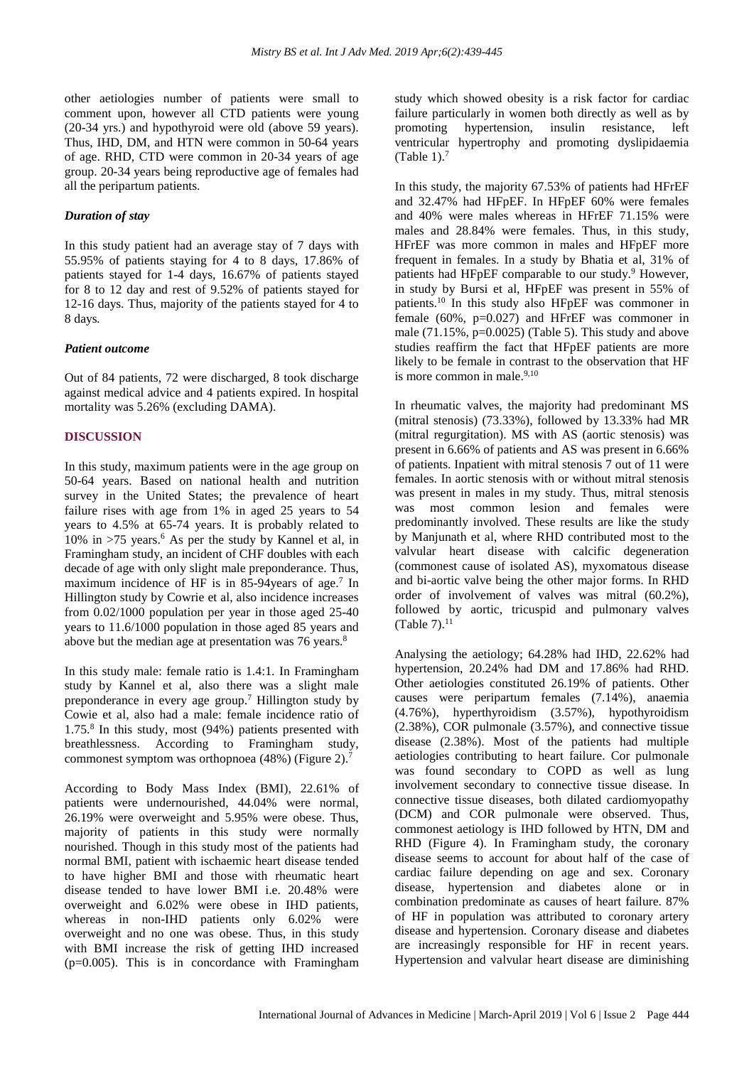other aetiologies number of patients were small to comment upon, however all CTD patients were young (20-34 yrs.) and hypothyroid were old (above 59 years). Thus, IHD, DM, and HTN were common in 50-64 years of age. RHD, CTD were common in 20-34 years of age group. 20-34 years being reproductive age of females had all the peripartum patients.

### *Duration of stay*

In this study patient had an average stay of 7 days with 55.95% of patients staying for 4 to 8 days, 17.86% of patients stayed for 1-4 days, 16.67% of patients stayed for 8 to 12 day and rest of 9.52% of patients stayed for 12-16 days. Thus, majority of the patients stayed for 4 to 8 days.

### *Patient outcome*

Out of 84 patients, 72 were discharged, 8 took discharge against medical advice and 4 patients expired. In hospital mortality was 5.26% (excluding DAMA).

## DISCUSSION

In this study, maximum patients were in the age group on 50-64 years. Based on national health and nutrition survey in the United States; the prevalence of heart failure rises with age from 1% in aged 25 years to 54 years to 4.5% at 65-74 years. It is probably related to 10% in >75 years.[6] As per the study by Kannel et al, in Framingham study, an incident of CHF doubles with each decade of age with only slight male preponderance. Thus, maximum incidence of HF is in 85-94years of age.[7] In Hillington study by Cowrie et al, also incidence increases from 0.02/1000 population per year in those aged 25-40 years to 11.6/1000 population in those aged 85 years and above but the median age at presentation was 76 years.[8]

In this study male: female ratio is 1.4:1. In Framingham study by Kannel et al, also there was a slight male preponderance in every age group.[7] Hillington study by Cowie et al, also had a male: female incidence ratio of 1.75.[8] In this study, most (94%) patients presented with breathlessness. According to Framingham study, commonest symptom was orthopnoea (48%) (Figure 2).[7]

According to Body Mass Index (BMI), 22.61% of patients were undernourished, 44.04% were normal, 26.19% were overweight and 5.95% were obese. Thus, majority of patients in this study were normally nourished. Though in this study most of the patients had normal BMI, patient with ischaemic heart disease tended to have higher BMI and those with rheumatic heart disease tended to have lower BMI i.e. 20.48% were overweight and 6.02% were obese in IHD patients, whereas in non-IHD patients only 6.02% were overweight and no one was obese. Thus, in this study with BMI increase the risk of getting IHD increased ($p=0.005$). This is in concordance with Framingham study which showed obesity is a risk factor for cardiac failure particularly in women both directly as well as by promoting hypertension, insulin resistance, left ventricular hypertrophy and promoting dyslipidaemia (Table 1).[7]

In this study, the majority 67.53% of patients had HFrEF and 32.47% had HFpEF. In HFpEF 60% were females and 40% were males whereas in HFrEF 71.15% were males and 28.84% were females. Thus, in this study, HFrEF was more common in males and HFpEF more frequent in females. In a study by Bhatia et al, 31% of patients had HFpEF comparable to our study.[9] However, in study by Bursi et al, HFpEF was present in 55% of patients.[10] In this study also HFpEF was commoner in female (60%, $p=0.027$) and HFrEF was commoner in male (71.15%, $p=0.0025$) (Table 5). This study and above studies reaffirm the fact that HFpEF patients are more likely to be female in contrast to the observation that HF is more common in male.[9,10]

In rheumatic valves, the majority had predominant MS (mitral stenosis) (73.33%), followed by 13.33% had MR (mitral regurgitation). MS with AS (aortic stenosis) was present in 6.66% of patients and AS was present in 6.66% of patients. Inpatient with mitral stenosis 7 out of 11 were females. In aortic stenosis with or without mitral stenosis was present in males in my study. Thus, mitral stenosis was most common lesion and females were predominantly involved. These results are like the study by Manjunath et al, where RHD contributed most to the valvular heart disease with calcific degeneration (commonest cause of isolated AS), myxomatous disease and bi-aortic valve being the other major forms. In RHD order of involvement of valves was mitral (60.2%), followed by aortic, tricuspid and pulmonary valves (Table 7).[11]

Analysing the aetiology; 64.28% had IHD, 22.62% had hypertension, 20.24% had DM and 17.86% had RHD. Other aetiologies constituted 26.19% of patients. Other causes were peripartum females (7.14%), anaemia (4.76%), hyperthyroidism (3.57%), hypothyroidism (2.38%), COR pulmonale (3.57%), and connective tissue disease (2.38%). Most of the patients had multiple aetiologies contributing to heart failure. Cor pulmonale was found secondary to COPD as well as lung involvement secondary to connective tissue disease. In connective tissue diseases, both dilated cardiomyopathy (DCM) and COR pulmonale were observed. Thus, commonest aetiology is IHD followed by HTN, DM and RHD (Figure 4). In Framingham study, the coronary disease seems to account for about half of the case of cardiac failure depending on age and sex. Coronary disease, hypertension and diabetes alone or in combination predominate as causes of heart failure. 87% of HF in population was attributed to coronary artery disease and hypertension. Coronary disease and diabetes are increasingly responsible for HF in recent years. Hypertension and valvular heart disease are diminishing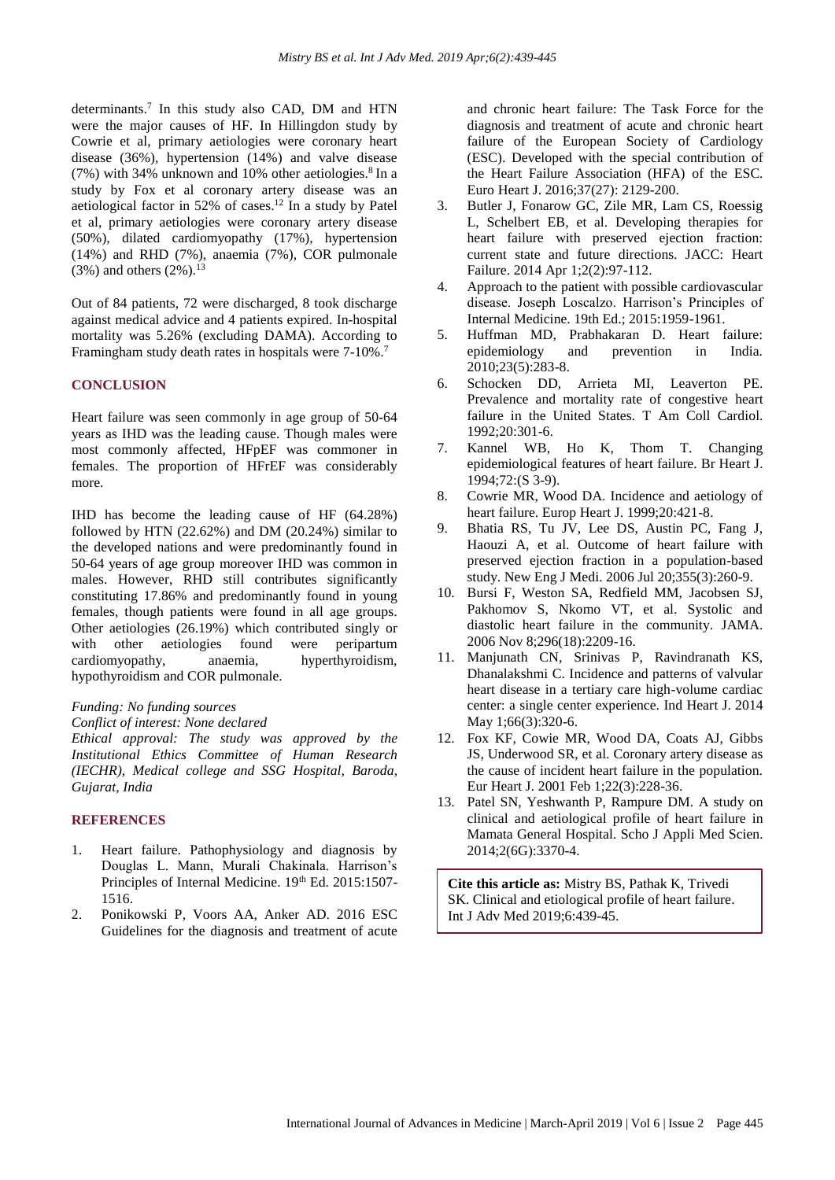determinants.[7] In this study also CAD, DM and HTN were the major causes of HF. In Hillingdon study by Cowrie et al, primary aetiologies were coronary heart disease (36%), hypertension (14%) and valve disease (7%) with 34% unknown and 10% other aetiologies.[8] In a study by Fox et al coronary artery disease was an aetiological factor in 52% of cases.[12] In a study by Patel et al, primary aetiologies were coronary artery disease (50%), dilated cardiomyopathy (17%), hypertension (14%) and RHD (7%), anaemia (7%), COR pulmonale (3%) and others (2%).[13]

Out of 84 patients, 72 were discharged, 8 took discharge against medical advice and 4 patients expired. In-hospital mortality was 5.26% (excluding DAMA). According to Framingham study death rates in hospitals were 7-10%.[7]

## CONCLUSION

Heart failure was seen commonly in age group of 50-64 years as IHD was the leading cause. Though males were most commonly affected, HFpEF was commoner in females. The proportion of HFrEF was considerably more.

IHD has become the leading cause of HF (64.28%) followed by HTN (22.62%) and DM (20.24%) similar to the developed nations and were predominantly found in 50-64 years of age group moreover IHD was common in males. However, RHD still contributes significantly constituting 17.86% and predominantly found in young females, though patients were found in all age groups. Other aetiologies (26.19%) which contributed singly or with other aetiologies found were peripartum cardiomyopathy, anaemia, hyperthyroidism, hypothyroidism and COR pulmonale.

*Funding: No funding sources*
*Conflict of interest: None declared*
*Ethical approval: The study was approved by the Institutional Ethics Committee of Human Research (IECHR), Medical college and SSG Hospital, Baroda, Gujarat, India*

## REFERENCES

1. Heart failure. Pathophysiology and diagnosis by Douglas L. Mann, Murali Chakinala. Harrison's Principles of Internal Medicine. 19th Ed. 2015:1507-1516.
2. Ponikowski P, Voors AA, Anker AD. 2016 ESC Guidelines for the diagnosis and treatment of acute and chronic heart failure: The Task Force for the diagnosis and treatment of acute and chronic heart failure of the European Society of Cardiology (ESC). Developed with the special contribution of the Heart Failure Association (HFA) of the ESC. Euro Heart J. 2016;37(27): 2129-200.
3. Butler J, Fonarow GC, Zile MR, Lam CS, Roessig L, Schelbert EB, et al. Developing therapies for heart failure with preserved ejection fraction: current state and future directions. JACC: Heart Failure. 2014 Apr 1;2(2):97-112.
4. Approach to the patient with possible cardiovascular disease. Joseph Loscalzo. Harrison's Principles of Internal Medicine. 19th Ed.; 2015:1959-1961.
5. Huffman MD, Prabhakaran D. Heart failure: epidemiology and prevention in India. 2010;23(5):283-8.
6. Schocken DD, Arrieta MI, Leaverton PE. Prevalence and mortality rate of congestive heart failure in the United States. T Am Coll Cardiol. 1992;20:301-6.
7. Kannel WB, Ho K, Thom T. Changing epidemiological features of heart failure. Br Heart J. 1994;72:(S 3-9).
8. Cowrie MR, Wood DA. Incidence and aetiology of heart failure. Europ Heart J. 1999;20:421-8.
9. Bhatia RS, Tu JV, Lee DS, Austin PC, Fang J, Haouzi A, et al. Outcome of heart failure with preserved ejection fraction in a population-based study. New Eng J Medi. 2006 Jul 20;355(3):260-9.
10. Bursi F, Weston SA, Redfield MM, Jacobsen SJ, Pakhomov S, Nkomo VT, et al. Systolic and diastolic heart failure in the community. JAMA. 2006 Nov 8;296(18):2209-16.
11. Manjunath CN, Srinivas P, Ravindranath KS, Dhanalakshmi C. Incidence and patterns of valvular heart disease in a tertiary care high-volume cardiac center: a single center experience. Ind Heart J. 2014 May 1;66(3):320-6.
12. Fox KF, Cowie MR, Wood DA, Coats AJ, Gibbs JS, Underwood SR, et al. Coronary artery disease as the cause of incident heart failure in the population. Eur Heart J. 2001 Feb 1;22(3):228-36.
13. Patel SN, Yeshwanth P, Rampure DM. A study on clinical and aetiological profile of heart failure in Mamata General Hospital. Scho J Appli Med Scien. 2014;2(6G):3370-4.

**Cite this article as:** Mistry BS, Pathak K, Trivedi SK. Clinical and etiological profile of heart failure. Int J Adv Med 2019;6:439-45.